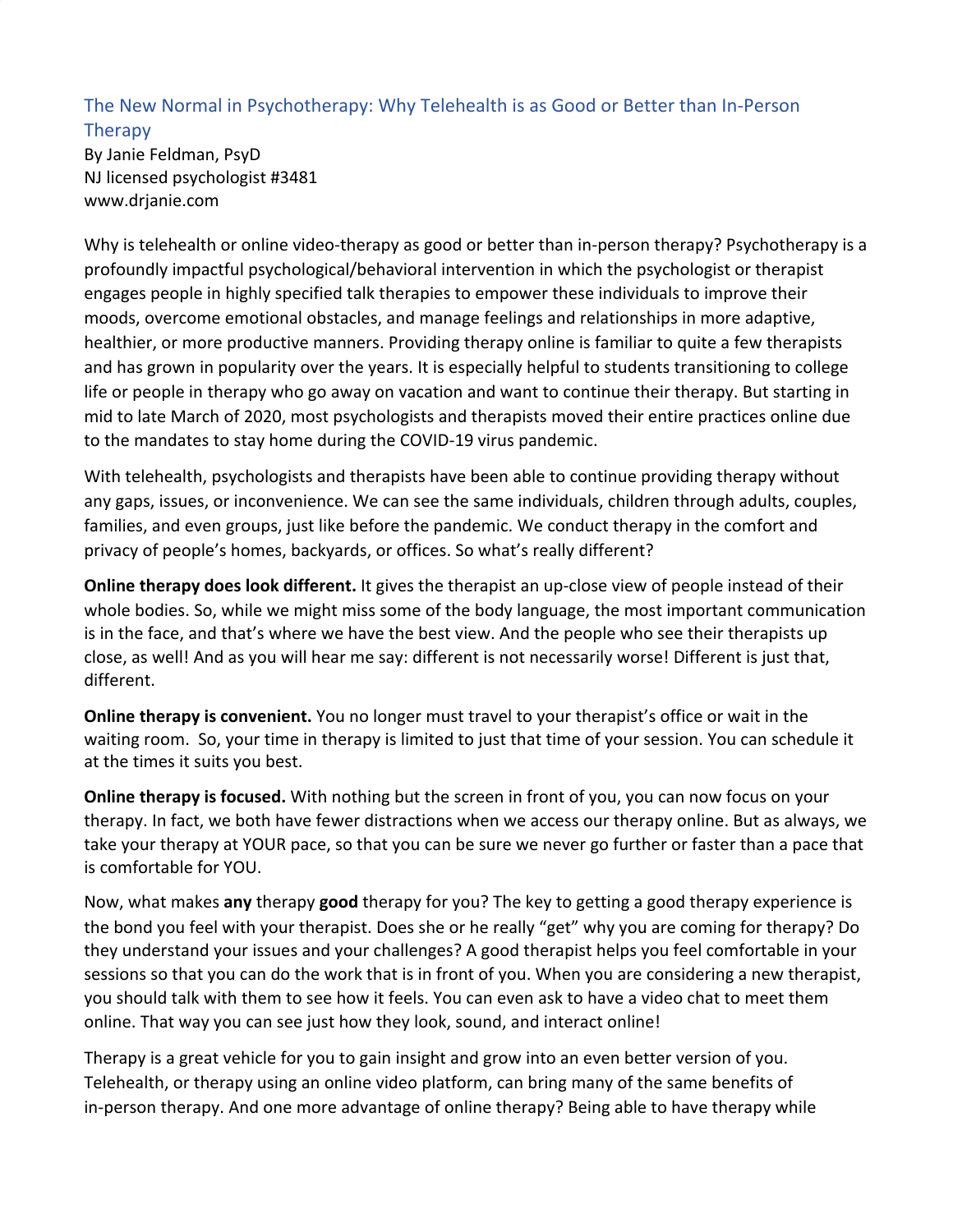# The New Normal in Psychotherapy: Why Telehealth is as Good or Better than In-Person Therapy

By Janie Feldman, PsyD
NJ licensed psychologist #3481
www.drjanie.com

Why is telehealth or online video-therapy as good or better than in-person therapy? Psychotherapy is a profoundly impactful psychological/behavioral intervention in which the psychologist or therapist engages people in highly specified talk therapies to empower these individuals to improve their moods, overcome emotional obstacles, and manage feelings and relationships in more adaptive, healthier, or more productive manners. Providing therapy online is familiar to quite a few therapists and has grown in popularity over the years. It is especially helpful to students transitioning to college life or people in therapy who go away on vacation and want to continue their therapy. But starting in mid to late March of 2020, most psychologists and therapists moved their entire practices online due to the mandates to stay home during the COVID-19 virus pandemic.

With telehealth, psychologists and therapists have been able to continue providing therapy without any gaps, issues, or inconvenience. We can see the same individuals, children through adults, couples, families, and even groups, just like before the pandemic. We conduct therapy in the comfort and privacy of people's homes, backyards, or offices. So what's really different?

**Online therapy does look different.** It gives the therapist an up-close view of people instead of their whole bodies. So, while we might miss some of the body language, the most important communication is in the face, and that's where we have the best view. And the people who see their therapists up close, as well! And as you will hear me say: different is not necessarily worse! Different is just that, different.

**Online therapy is convenient.** You no longer must travel to your therapist's office or wait in the waiting room. So, your time in therapy is limited to just that time of your session. You can schedule it at the times it suits you best.

**Online therapy is focused.** With nothing but the screen in front of you, you can now focus on your therapy. In fact, we both have fewer distractions when we access our therapy online. But as always, we take your therapy at YOUR pace, so that you can be sure we never go further or faster than a pace that is comfortable for YOU.

Now, what makes **any** therapy **good** therapy for you? The key to getting a good therapy experience is the bond you feel with your therapist. Does she or he really "get" why you are coming for therapy? Do they understand your issues and your challenges? A good therapist helps you feel comfortable in your sessions so that you can do the work that is in front of you. When you are considering a new therapist, you should talk with them to see how it feels. You can even ask to have a video chat to meet them online. That way you can see just how they look, sound, and interact online!

Therapy is a great vehicle for you to gain insight and grow into an even better version of you. Telehealth, or therapy using an online video platform, can bring many of the same benefits of in-person therapy. And one more advantage of online therapy? Being able to have therapy while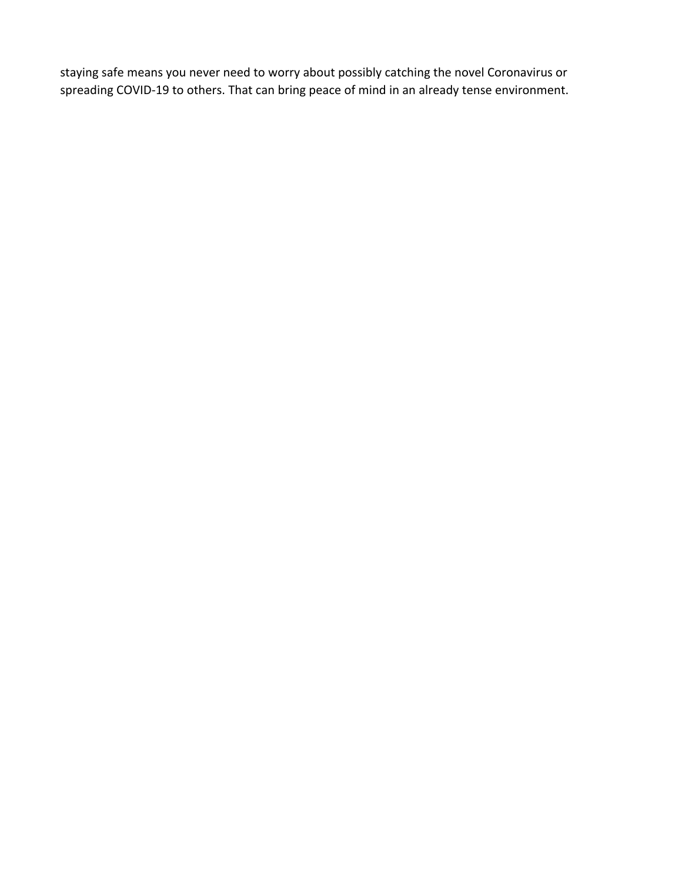staying safe means you never need to worry about possibly catching the novel Coronavirus or spreading COVID-19 to others. That can bring peace of mind in an already tense environment.